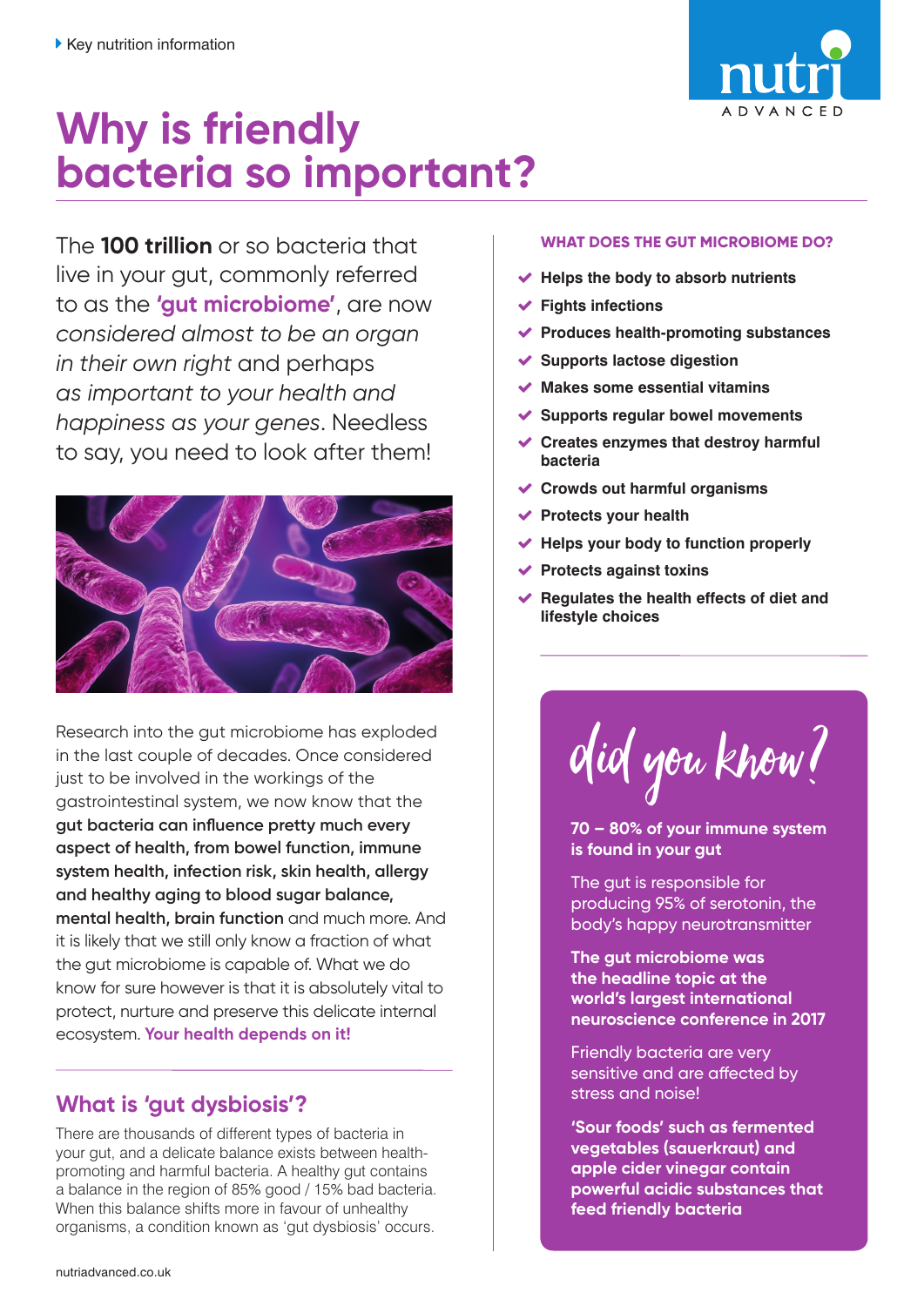Key nutrition information

# Why is friendly bacteria so important?

The **100 trillion** or so bacteria that live in your gut, commonly referred to as the **'gut microbiome'**, are now *considered almost to be an organ in their own right* and perhaps *as important to your health and happiness as your genes*. Needless to say, you need to look after them!

Research into the gut microbiome has exploded in the last couple of decades. Once considered just to be involved in the workings of the gastrointestinal system, we now know that the **gut bacteria can influence pretty much every aspect of health, from bowel function, immune system health, infection risk, skin health, allergy and healthy aging to blood sugar balance, mental health, brain function** and much more. And it is likely that we still only know a fraction of what the gut microbiome is capable of. What we do know for sure however is that it is absolutely vital to protect, nurture and preserve this delicate internal ecosystem. **Your health depends on it!**

## What is 'gut dysbiosis'?

There are thousands of different types of bacteria in your gut, and a delicate balance exists between health-promoting and harmful bacteria. A healthy gut contains a balance in the region of 85% good / 15% bad bacteria. When this balance shifts more in favour of unhealthy organisms, a condition known as 'gut dysbiosis' occurs.

### WHAT DOES THE GUT MICROBIOME DO?

- **Helps the body to absorb nutrients**
- **Fights infections**
- **Produces health-promoting substances**
- **Supports lactose digestion**
- **Makes some essential vitamins**
- **Supports regular bowel movements**
- **Creates enzymes that destroy harmful bacteria**
- **Crowds out harmful organisms**
- **Protects your health**
- **Helps your body to function properly**
- **Protects against toxins**
- **Regulates the health effects of diet and lifestyle choices**

### did you know?

**70 – 80% of your immune system is found in your gut**

The gut is responsible for producing 95% of serotonin, the body's happy neurotransmitter

**The gut microbiome was the headline topic at the world's largest international neuroscience conference in 2017**

Friendly bacteria are very sensitive and are affected by stress and noise!

**'Sour foods' such as fermented vegetables (sauerkraut) and apple cider vinegar contain powerful acidic substances that feed friendly bacteria**

nutriadvanced.co.uk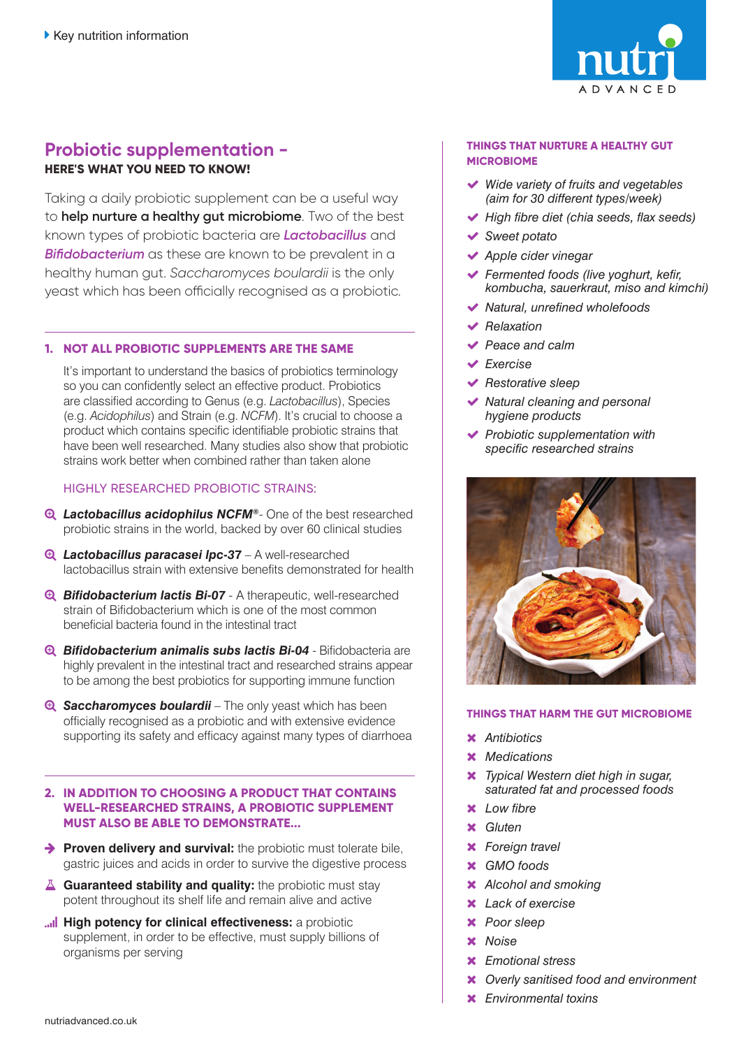Key nutrition information

# Probiotic supplementation - 
**HERE'S WHAT YOU NEED TO KNOW!**

Taking a daily probiotic supplement can be a useful way to **help nurture a healthy gut microbiome**. Two of the best known types of probiotic bacteria are ***Lactobacillus*** and ***Bifidobacterium*** as these are known to be prevalent in a healthy human gut. *Saccharomyces boulardii* is the only yeast which has been officially recognised as a probiotic.

## 1. NOT ALL PROBIOTIC SUPPLEMENTS ARE THE SAME

It's important to understand the basics of probiotics terminology so you can confidently select an effective product. Probiotics are classified according to Genus (e.g. *Lactobacillus*), Species (e.g. *Acidophilus*) and Strain (e.g. *NCFM*). It's crucial to choose a product which contains specific identifiable probiotic strains that have been well researched. Many studies also show that probiotic strains work better when combined rather than taken alone

### HIGHLY RESEARCHED PROBIOTIC STRAINS:

- ***Lactobacillus acidophilus NCFM®***- One of the best researched probiotic strains in the world, backed by over 60 clinical studies
- ***Lactobacillus paracasei lpc-37*** – A well-researched lactobacillus strain with extensive benefits demonstrated for health
- ***Bifidobacterium lactis Bi-07*** - A therapeutic, well-researched strain of Bifidobacterium which is one of the most common beneficial bacteria found in the intestinal tract
- ***Bifidobacterium animalis subs lactis Bi-04*** - Bifidobacteria are highly prevalent in the intestinal tract and researched strains appear to be among the best probiotics for supporting immune function
- ***Saccharomyces boulardii*** – The only yeast which has been officially recognised as a probiotic and with extensive evidence supporting its safety and efficacy against many types of diarrhoea

## 2. IN ADDITION TO CHOOSING A PRODUCT THAT CONTAINS WELL-RESEARCHED STRAINS, A PROBIOTIC SUPPLEMENT MUST ALSO BE ABLE TO DEMONSTRATE...

- **Proven delivery and survival:** the probiotic must tolerate bile, gastric juices and acids in order to survive the digestive process
- **Guaranteed stability and quality:** the probiotic must stay potent throughout its shelf life and remain alive and active
- **High potency for clinical effectiveness:** a probiotic supplement, in order to be effective, must supply billions of organisms per serving

## THINGS THAT NURTURE A HEALTHY GUT MICROBIOME

- ✔ *Wide variety of fruits and vegetables (aim for 30 different types/week)*
- ✔ *High fibre diet (chia seeds, flax seeds)*
- ✔ *Sweet potato*
- ✔ *Apple cider vinegar*
- ✔ *Fermented foods (live yoghurt, kefir, kombucha, sauerkraut, miso and kimchi)*
- ✔ *Natural, unrefined wholefoods*
- ✔ *Relaxation*
- ✔ *Peace and calm*
- ✔ *Exercise*
- ✔ *Restorative sleep*
- ✔ *Natural cleaning and personal hygiene products*
- ✔ *Probiotic supplementation with specific researched strains*

## THINGS THAT HARM THE GUT MICROBIOME

- ✖ *Antibiotics*
- ✖ *Medications*
- ✖ *Typical Western diet high in sugar, saturated fat and processed foods*
- ✖ *Low fibre*
- ✖ *Gluten*
- ✖ *Foreign travel*
- ✖ *GMO foods*
- ✖ *Alcohol and smoking*
- ✖ *Lack of exercise*
- ✖ *Poor sleep*
- ✖ *Noise*
- ✖ *Emotional stress*
- ✖ *Overly sanitised food and environment*
- ✖ *Environmental toxins*

nutriadvanced.co.uk